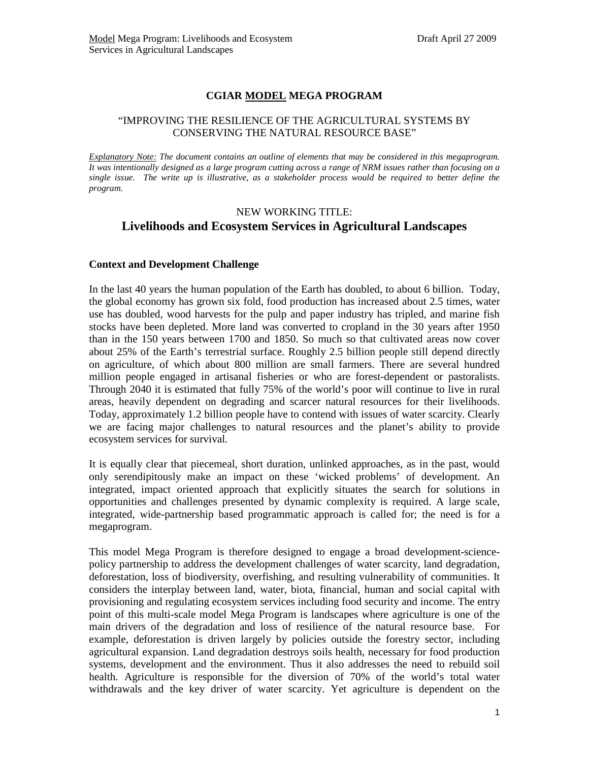# CGIAR <u>MODEL</u> MEGA PROGRAM

"IMPROVING THE RESILIENCE OF THE AGRICULTURAL SYSTEMS BY CONSERVING THE NATURAL RESOURCE BASE"

*<u>Explanatory Note:</u> The document contains an outline of elements that may be considered in this megaprogram. It was intentionally designed as a large program cutting across a range of NRM issues rather than focusing on a single issue. The write up is illustrative, as a stakeholder process would be required to better define the program.*

NEW WORKING TITLE:

## Livelihoods and Ecosystem Services in Agricultural Landscapes

### Context and Development Challenge

In the last 40 years the human population of the Earth has doubled, to about 6 billion. Today, the global economy has grown six fold, food production has increased about 2.5 times, water use has doubled, wood harvests for the pulp and paper industry has tripled, and marine fish stocks have been depleted. More land was converted to cropland in the 30 years after 1950 than in the 150 years between 1700 and 1850. So much so that cultivated areas now cover about 25% of the Earth's terrestrial surface. Roughly 2.5 billion people still depend directly on agriculture, of which about 800 million are small farmers. There are several hundred million people engaged in artisanal fisheries or who are forest-dependent or pastoralists. Through 2040 it is estimated that fully 75% of the world's poor will continue to live in rural areas, heavily dependent on degrading and scarcer natural resources for their livelihoods. Today, approximately 1.2 billion people have to contend with issues of water scarcity. Clearly we are facing major challenges to natural resources and the planet's ability to provide ecosystem services for survival.

It is equally clear that piecemeal, short duration, unlinked approaches, as in the past, would only serendipitously make an impact on these 'wicked problems' of development. An integrated, impact oriented approach that explicitly situates the search for solutions in opportunities and challenges presented by dynamic complexity is required. A large scale, integrated, wide-partnership based programmatic approach is called for; the need is for a megaprogram.

This model Mega Program is therefore designed to engage a broad development-science-policy partnership to address the development challenges of water scarcity, land degradation, deforestation, loss of biodiversity, overfishing, and resulting vulnerability of communities. It considers the interplay between land, water, biota, financial, human and social capital with provisioning and regulating ecosystem services including food security and income. The entry point of this multi-scale model Mega Program is landscapes where agriculture is one of the main drivers of the degradation and loss of resilience of the natural resource base. For example, deforestation is driven largely by policies outside the forestry sector, including agricultural expansion. Land degradation destroys soils health, necessary for food production systems, development and the environment. Thus it also addresses the need to rebuild soil health. Agriculture is responsible for the diversion of 70% of the world's total water withdrawals and the key driver of water scarcity. Yet agriculture is dependent on the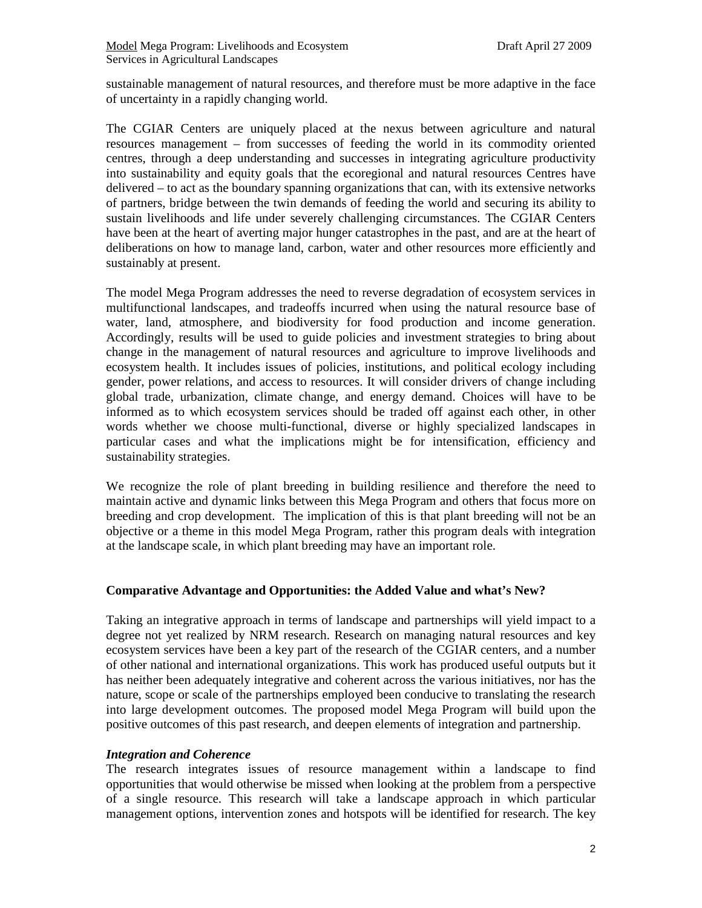sustainable management of natural resources, and therefore must be more adaptive in the face of uncertainty in a rapidly changing world.

The CGIAR Centers are uniquely placed at the nexus between agriculture and natural resources management – from successes of feeding the world in its commodity oriented centres, through a deep understanding and successes in integrating agriculture productivity into sustainability and equity goals that the ecoregional and natural resources Centres have delivered – to act as the boundary spanning organizations that can, with its extensive networks of partners, bridge between the twin demands of feeding the world and securing its ability to sustain livelihoods and life under severely challenging circumstances. The CGIAR Centers have been at the heart of averting major hunger catastrophes in the past, and are at the heart of deliberations on how to manage land, carbon, water and other resources more efficiently and sustainably at present.

The model Mega Program addresses the need to reverse degradation of ecosystem services in multifunctional landscapes, and tradeoffs incurred when using the natural resource base of water, land, atmosphere, and biodiversity for food production and income generation. Accordingly, results will be used to guide policies and investment strategies to bring about change in the management of natural resources and agriculture to improve livelihoods and ecosystem health. It includes issues of policies, institutions, and political ecology including gender, power relations, and access to resources. It will consider drivers of change including global trade, urbanization, climate change, and energy demand. Choices will have to be informed as to which ecosystem services should be traded off against each other, in other words whether we choose multi-functional, diverse or highly specialized landscapes in particular cases and what the implications might be for intensification, efficiency and sustainability strategies.

We recognize the role of plant breeding in building resilience and therefore the need to maintain active and dynamic links between this Mega Program and others that focus more on breeding and crop development. The implication of this is that plant breeding will not be an objective or a theme in this model Mega Program, rather this program deals with integration at the landscape scale, in which plant breeding may have an important role.

## Comparative Advantage and Opportunities: the Added Value and what's New?

Taking an integrative approach in terms of landscape and partnerships will yield impact to a degree not yet realized by NRM research. Research on managing natural resources and key ecosystem services have been a key part of the research of the CGIAR centers, and a number of other national and international organizations. This work has produced useful outputs but it has neither been adequately integrative and coherent across the various initiatives, nor has the nature, scope or scale of the partnerships employed been conducive to translating the research into large development outcomes. The proposed model Mega Program will build upon the positive outcomes of this past research, and deepen elements of integration and partnership.

### *Integration and Coherence*

The research integrates issues of resource management within a landscape to find opportunities that would otherwise be missed when looking at the problem from a perspective of a single resource. This research will take a landscape approach in which particular management options, intervention zones and hotspots will be identified for research. The key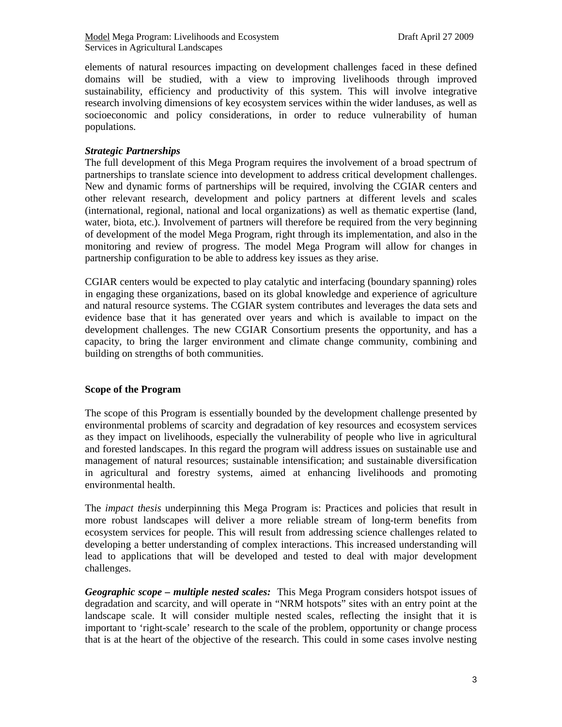elements of natural resources impacting on development challenges faced in these defined domains will be studied, with a view to improving livelihoods through improved sustainability, efficiency and productivity of this system. This will involve integrative research involving dimensions of key ecosystem services within the wider landuses, as well as socioeconomic and policy considerations, in order to reduce vulnerability of human populations.

***Strategic Partnerships***

The full development of this Mega Program requires the involvement of a broad spectrum of partnerships to translate science into development to address critical development challenges. New and dynamic forms of partnerships will be required, involving the CGIAR centers and other relevant research, development and policy partners at different levels and scales (international, regional, national and local organizations) as well as thematic expertise (land, water, biota, etc.). Involvement of partners will therefore be required from the very beginning of development of the model Mega Program, right through its implementation, and also in the monitoring and review of progress. The model Mega Program will allow for changes in partnership configuration to be able to address key issues as they arise.

CGIAR centers would be expected to play catalytic and interfacing (boundary spanning) roles in engaging these organizations, based on its global knowledge and experience of agriculture and natural resource systems. The CGIAR system contributes and leverages the data sets and evidence base that it has generated over years and which is available to impact on the development challenges. The new CGIAR Consortium presents the opportunity, and has a capacity, to bring the larger environment and climate change community, combining and building on strengths of both communities.

**Scope of the Program**

The scope of this Program is essentially bounded by the development challenge presented by environmental problems of scarcity and degradation of key resources and ecosystem services as they impact on livelihoods, especially the vulnerability of people who live in agricultural and forested landscapes. In this regard the program will address issues on sustainable use and management of natural resources; sustainable intensification; and sustainable diversification in agricultural and forestry systems, aimed at enhancing livelihoods and promoting environmental health.

The *impact thesis* underpinning this Mega Program is: Practices and policies that result in more robust landscapes will deliver a more reliable stream of long-term benefits from ecosystem services for people. This will result from addressing science challenges related to developing a better understanding of complex interactions. This increased understanding will lead to applications that will be developed and tested to deal with major development challenges.

***Geographic scope – multiple nested scales:*** This Mega Program considers hotspot issues of degradation and scarcity, and will operate in "NRM hotspots" sites with an entry point at the landscape scale. It will consider multiple nested scales, reflecting the insight that it is important to 'right-scale' research to the scale of the problem, opportunity or change process that is at the heart of the objective of the research. This could in some cases involve nesting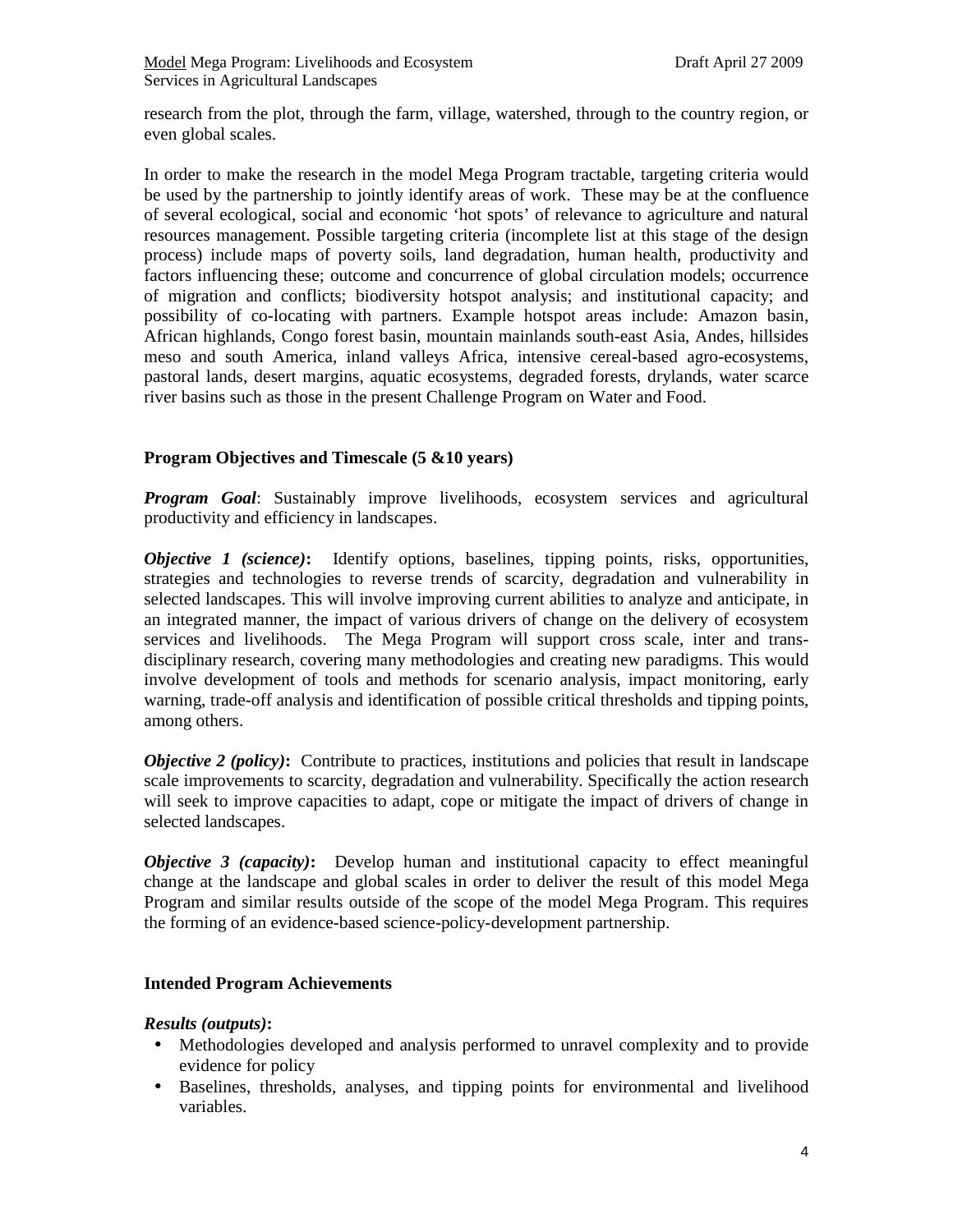research from the plot, through the farm, village, watershed, through to the country region, or even global scales.

In order to make the research in the model Mega Program tractable, targeting criteria would be used by the partnership to jointly identify areas of work. These may be at the confluence of several ecological, social and economic 'hot spots' of relevance to agriculture and natural resources management. Possible targeting criteria (incomplete list at this stage of the design process) include maps of poverty soils, land degradation, human health, productivity and factors influencing these; outcome and concurrence of global circulation models; occurrence of migration and conflicts; biodiversity hotspot analysis; and institutional capacity; and possibility of co-locating with partners. Example hotspot areas include: Amazon basin, African highlands, Congo forest basin, mountain mainlands south-east Asia, Andes, hillsides meso and south America, inland valleys Africa, intensive cereal-based agro-ecosystems, pastoral lands, desert margins, aquatic ecosystems, degraded forests, drylands, water scarce river basins such as those in the present Challenge Program on Water and Food.

### Program Objectives and Timescale (5 &10 years)

***Program Goal***: Sustainably improve livelihoods, ecosystem services and agricultural productivity and efficiency in landscapes.

***Objective 1 (science)*:** Identify options, baselines, tipping points, risks, opportunities, strategies and technologies to reverse trends of scarcity, degradation and vulnerability in selected landscapes. This will involve improving current abilities to analyze and anticipate, in an integrated manner, the impact of various drivers of change on the delivery of ecosystem services and livelihoods. The Mega Program will support cross scale, inter and trans-disciplinary research, covering many methodologies and creating new paradigms. This would involve development of tools and methods for scenario analysis, impact monitoring, early warning, trade-off analysis and identification of possible critical thresholds and tipping points, among others.

***Objective 2 (policy)*:** Contribute to practices, institutions and policies that result in landscape scale improvements to scarcity, degradation and vulnerability. Specifically the action research will seek to improve capacities to adapt, cope or mitigate the impact of drivers of change in selected landscapes.

***Objective 3 (capacity)*:** Develop human and institutional capacity to effect meaningful change at the landscape and global scales in order to deliver the result of this model Mega Program and similar results outside of the scope of the model Mega Program. This requires the forming of an evidence-based science-policy-development partnership.

### Intended Program Achievements

***Results (outputs)*:**

- Methodologies developed and analysis performed to unravel complexity and to provide evidence for policy
- Baselines, thresholds, analyses, and tipping points for environmental and livelihood variables.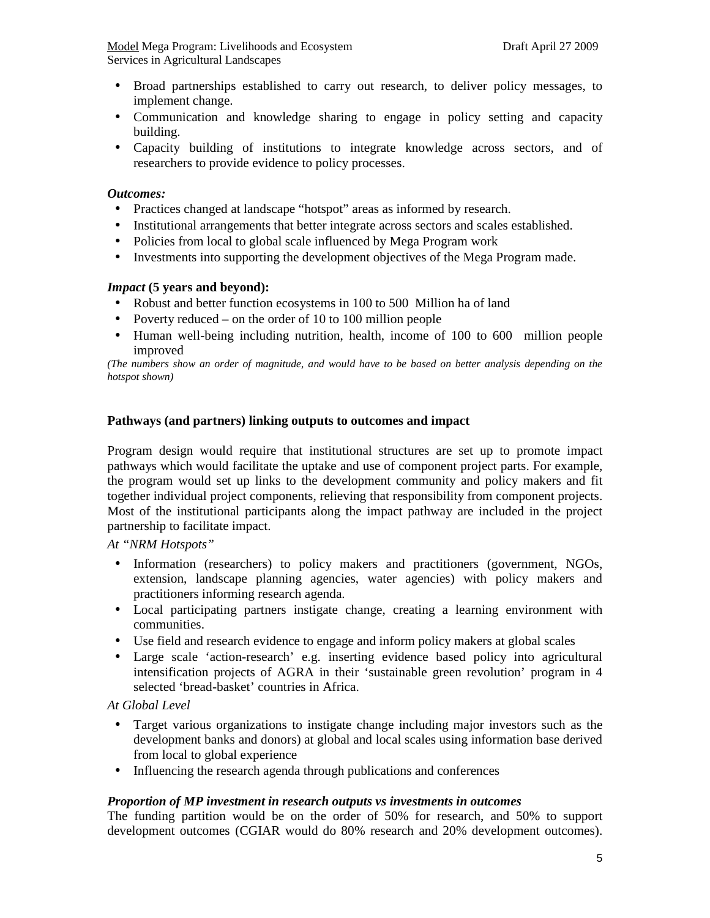- Broad partnerships established to carry out research, to deliver policy messages, to implement change.
- Communication and knowledge sharing to engage in policy setting and capacity building.
- Capacity building of institutions to integrate knowledge across sectors, and of researchers to provide evidence to policy processes.

***Outcomes:***

- Practices changed at landscape "hotspot" areas as informed by research.
- Institutional arrangements that better integrate across sectors and scales established.
- Policies from local to global scale influenced by Mega Program work
- Investments into supporting the development objectives of the Mega Program made.

***Impact* (5 years and beyond):**

- Robust and better function ecosystems in 100 to 500 Million ha of land
- Poverty reduced – on the order of 10 to 100 million people
- Human well-being including nutrition, health, income of 100 to 600 million people improved

*(The numbers show an order of magnitude, and would have to be based on better analysis depending on the hotspot shown)*

**Pathways (and partners) linking outputs to outcomes and impact**

Program design would require that institutional structures are set up to promote impact pathways which would facilitate the uptake and use of component project parts. For example, the program would set up links to the development community and policy makers and fit together individual project components, relieving that responsibility from component projects. Most of the institutional participants along the impact pathway are included in the project partnership to facilitate impact.

*At "NRM Hotspots"*

- Information (researchers) to policy makers and practitioners (government, NGOs, extension, landscape planning agencies, water agencies) with policy makers and practitioners informing research agenda.
- Local participating partners instigate change, creating a learning environment with communities.
- Use field and research evidence to engage and inform policy makers at global scales
- Large scale 'action-research' e.g. inserting evidence based policy into agricultural intensification projects of AGRA in their 'sustainable green revolution' program in 4 selected 'bread-basket' countries in Africa.

*At Global Level*

- Target various organizations to instigate change including major investors such as the development banks and donors) at global and local scales using information base derived from local to global experience
- Influencing the research agenda through publications and conferences

***Proportion of MP investment in research outputs vs investments in outcomes***

The funding partition would be on the order of 50% for research, and 50% to support development outcomes (CGIAR would do 80% research and 20% development outcomes).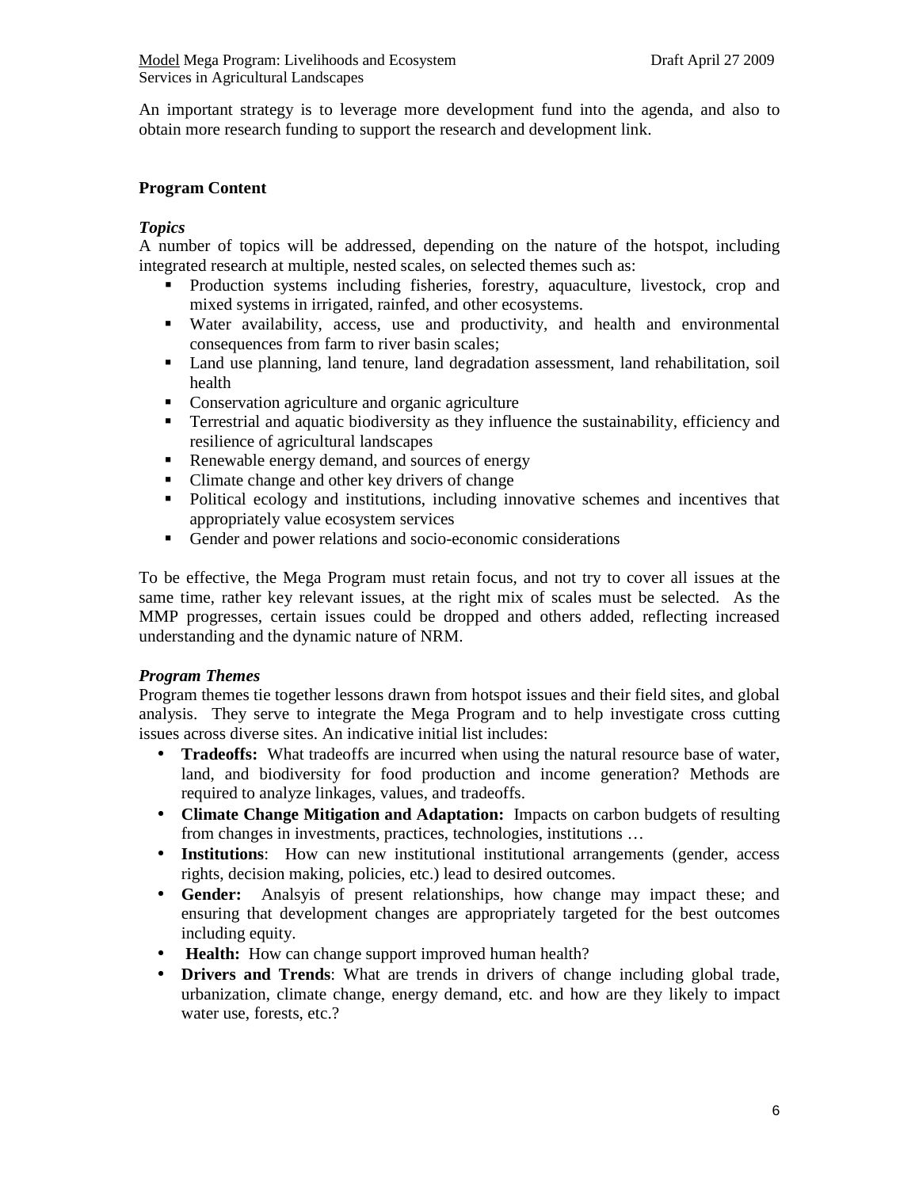An important strategy is to leverage more development fund into the agenda, and also to obtain more research funding to support the research and development link.

**Program Content**

***Topics***

A number of topics will be addressed, depending on the nature of the hotspot, including integrated research at multiple, nested scales, on selected themes such as:

- Production systems including fisheries, forestry, aquaculture, livestock, crop and mixed systems in irrigated, rainfed, and other ecosystems.
- Water availability, access, use and productivity, and health and environmental consequences from farm to river basin scales;
- Land use planning, land tenure, land degradation assessment, land rehabilitation, soil health
- Conservation agriculture and organic agriculture
- Terrestrial and aquatic biodiversity as they influence the sustainability, efficiency and resilience of agricultural landscapes
- Renewable energy demand, and sources of energy
- Climate change and other key drivers of change
- Political ecology and institutions, including innovative schemes and incentives that appropriately value ecosystem services
- Gender and power relations and socio-economic considerations

To be effective, the Mega Program must retain focus, and not try to cover all issues at the same time, rather key relevant issues, at the right mix of scales must be selected. As the MMP progresses, certain issues could be dropped and others added, reflecting increased understanding and the dynamic nature of NRM.

***Program Themes***

Program themes tie together lessons drawn from hotspot issues and their field sites, and global analysis. They serve to integrate the Mega Program and to help investigate cross cutting issues across diverse sites. An indicative initial list includes:

- **Tradeoffs:** What tradeoffs are incurred when using the natural resource base of water, land, and biodiversity for food production and income generation? Methods are required to analyze linkages, values, and tradeoffs.
- **Climate Change Mitigation and Adaptation:** Impacts on carbon budgets of resulting from changes in investments, practices, technologies, institutions …
- **Institutions**: How can new institutional institutional arrangements (gender, access rights, decision making, policies, etc.) lead to desired outcomes.
- **Gender:** Analsyis of present relationships, how change may impact these; and ensuring that development changes are appropriately targeted for the best outcomes including equity.
- **Health:** How can change support improved human health?
- **Drivers and Trends**: What are trends in drivers of change including global trade, urbanization, climate change, energy demand, etc. and how are they likely to impact water use, forests, etc.?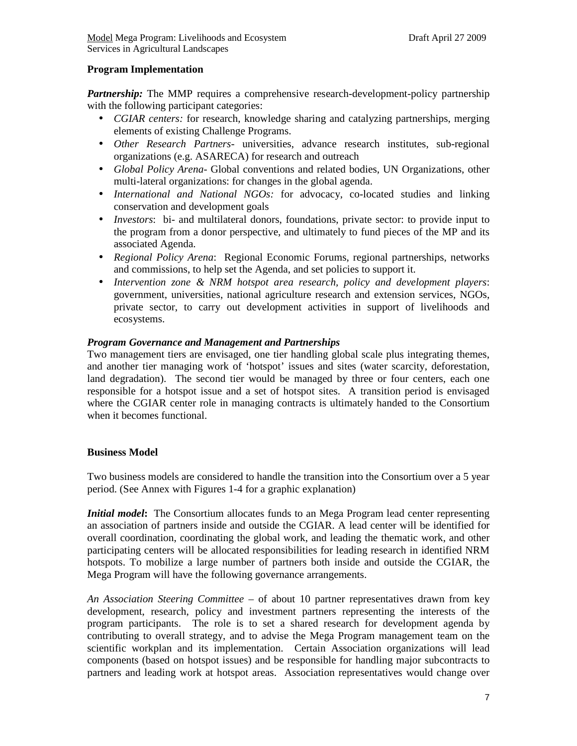## Program Implementation

***Partnership:*** The MMP requires a comprehensive research-development-policy partnership with the following participant categories:

- *CGIAR centers:* for research, knowledge sharing and catalyzing partnerships, merging elements of existing Challenge Programs.
- *Other Research Partners-* universities, advance research institutes, sub-regional organizations (e.g. ASARECA) for research and outreach
- *Global Policy Arena-* Global conventions and related bodies, UN Organizations, other multi-lateral organizations: for changes in the global agenda.
- *International and National NGOs:* for advocacy, co-located studies and linking conservation and development goals
- *Investors*: bi- and multilateral donors, foundations, private sector: to provide input to the program from a donor perspective, and ultimately to fund pieces of the MP and its associated Agenda.
- *Regional Policy Arena*: Regional Economic Forums, regional partnerships, networks and commissions, to help set the Agenda, and set policies to support it.
- *Intervention zone & NRM hotspot area research, policy and development players*: government, universities, national agriculture research and extension services, NGOs, private sector, to carry out development activities in support of livelihoods and ecosystems.

***Program Governance and Management and Partnerships***

Two management tiers are envisaged, one tier handling global scale plus integrating themes, and another tier managing work of 'hotspot' issues and sites (water scarcity, deforestation, land degradation). The second tier would be managed by three or four centers, each one responsible for a hotspot issue and a set of hotspot sites. A transition period is envisaged where the CGIAR center role in managing contracts is ultimately handed to the Consortium when it becomes functional.

## Business Model

Two business models are considered to handle the transition into the Consortium over a 5 year period. (See Annex with Figures 1-4 for a graphic explanation)

***Initial model*:** The Consortium allocates funds to an Mega Program lead center representing an association of partners inside and outside the CGIAR. A lead center will be identified for overall coordination, coordinating the global work, and leading the thematic work, and other participating centers will be allocated responsibilities for leading research in identified NRM hotspots. To mobilize a large number of partners both inside and outside the CGIAR, the Mega Program will have the following governance arrangements.

*An Association Steering Committee* – of about 10 partner representatives drawn from key development, research, policy and investment partners representing the interests of the program participants. The role is to set a shared research for development agenda by contributing to overall strategy, and to advise the Mega Program management team on the scientific workplan and its implementation. Certain Association organizations will lead components (based on hotspot issues) and be responsible for handling major subcontracts to partners and leading work at hotspot areas. Association representatives would change over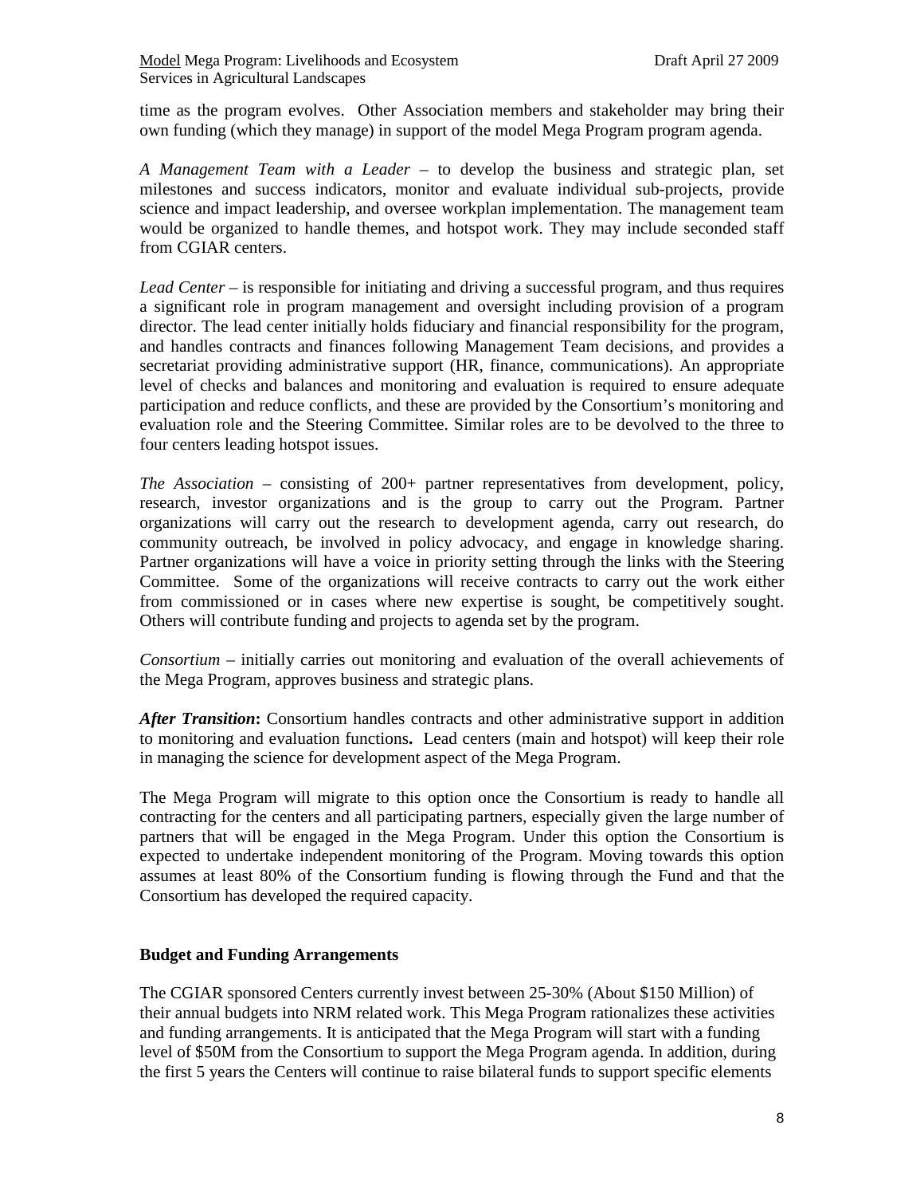time as the program evolves. Other Association members and stakeholder may bring their own funding (which they manage) in support of the model Mega Program program agenda.

*A Management Team with a Leader* – to develop the business and strategic plan, set milestones and success indicators, monitor and evaluate individual sub-projects, provide science and impact leadership, and oversee workplan implementation. The management team would be organized to handle themes, and hotspot work. They may include seconded staff from CGIAR centers.

*Lead Center* – is responsible for initiating and driving a successful program, and thus requires a significant role in program management and oversight including provision of a program director. The lead center initially holds fiduciary and financial responsibility for the program, and handles contracts and finances following Management Team decisions, and provides a secretariat providing administrative support (HR, finance, communications). An appropriate level of checks and balances and monitoring and evaluation is required to ensure adequate participation and reduce conflicts, and these are provided by the Consortium's monitoring and evaluation role and the Steering Committee. Similar roles are to be devolved to the three to four centers leading hotspot issues.

*The Association* – consisting of 200+ partner representatives from development, policy, research, investor organizations and is the group to carry out the Program. Partner organizations will carry out the research to development agenda, carry out research, do community outreach, be involved in policy advocacy, and engage in knowledge sharing. Partner organizations will have a voice in priority setting through the links with the Steering Committee. Some of the organizations will receive contracts to carry out the work either from commissioned or in cases where new expertise is sought, be competitively sought. Others will contribute funding and projects to agenda set by the program.

*Consortium* – initially carries out monitoring and evaluation of the overall achievements of the Mega Program, approves business and strategic plans.

***After Transition*:** Consortium handles contracts and other administrative support in addition to monitoring and evaluation functions**.** Lead centers (main and hotspot) will keep their role in managing the science for development aspect of the Mega Program.

The Mega Program will migrate to this option once the Consortium is ready to handle all contracting for the centers and all participating partners, especially given the large number of partners that will be engaged in the Mega Program. Under this option the Consortium is expected to undertake independent monitoring of the Program. Moving towards this option assumes at least 80% of the Consortium funding is flowing through the Fund and that the Consortium has developed the required capacity.

**Budget and Funding Arrangements**

The CGIAR sponsored Centers currently invest between 25-30% (About $150 Million) of their annual budgets into NRM related work. This Mega Program rationalizes these activities and funding arrangements. It is anticipated that the Mega Program will start with a funding level of $50M from the Consortium to support the Mega Program agenda. In addition, during the first 5 years the Centers will continue to raise bilateral funds to support specific elements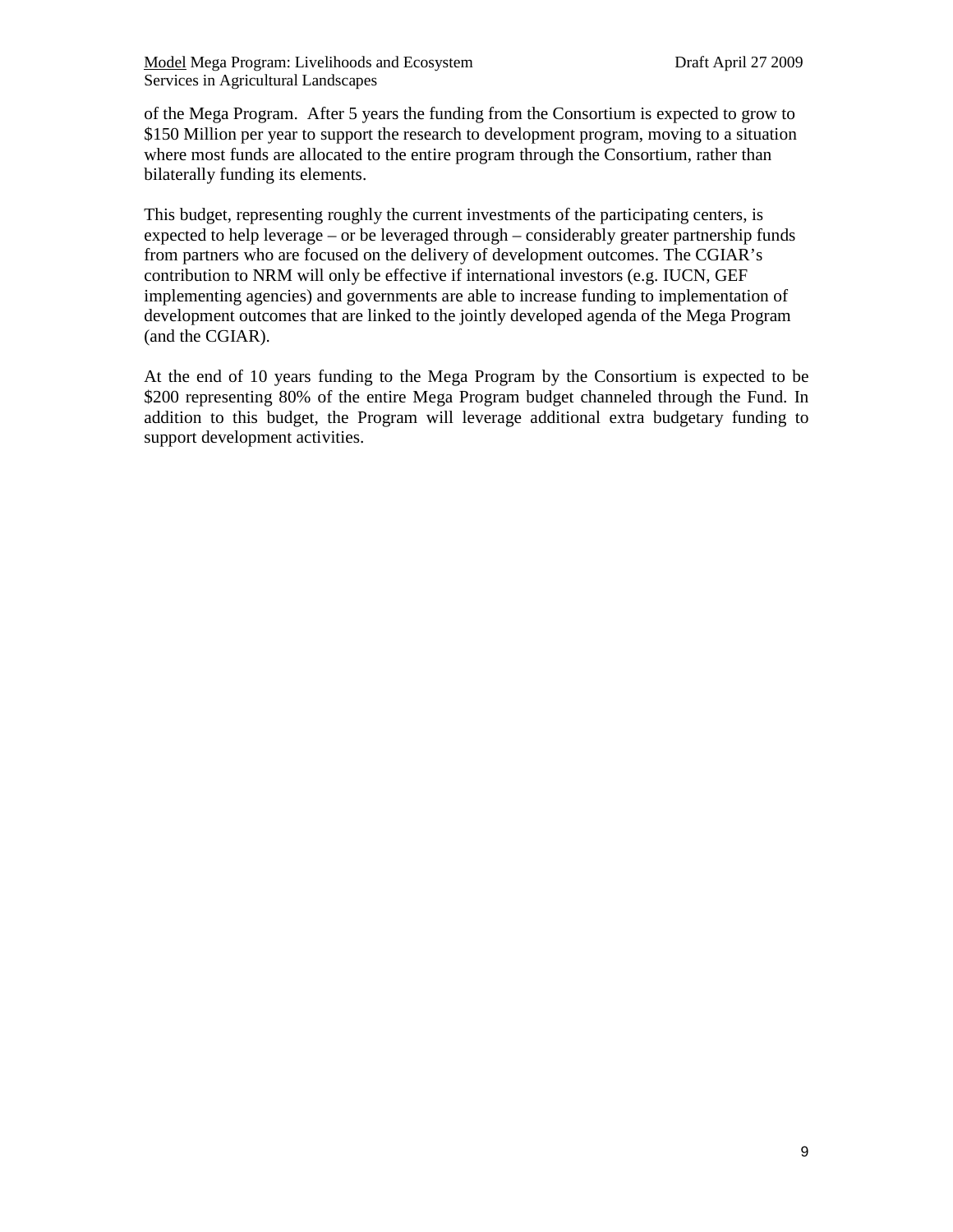of the Mega Program. After 5 years the funding from the Consortium is expected to grow to $150 Million per year to support the research to development program, moving to a situation where most funds are allocated to the entire program through the Consortium, rather than bilaterally funding its elements.

This budget, representing roughly the current investments of the participating centers, is expected to help leverage – or be leveraged through – considerably greater partnership funds from partners who are focused on the delivery of development outcomes. The CGIAR's contribution to NRM will only be effective if international investors (e.g. IUCN, GEF implementing agencies) and governments are able to increase funding to implementation of development outcomes that are linked to the jointly developed agenda of the Mega Program (and the CGIAR).

At the end of 10 years funding to the Mega Program by the Consortium is expected to be $200 representing 80% of the entire Mega Program budget channeled through the Fund. In addition to this budget, the Program will leverage additional extra budgetary funding to support development activities.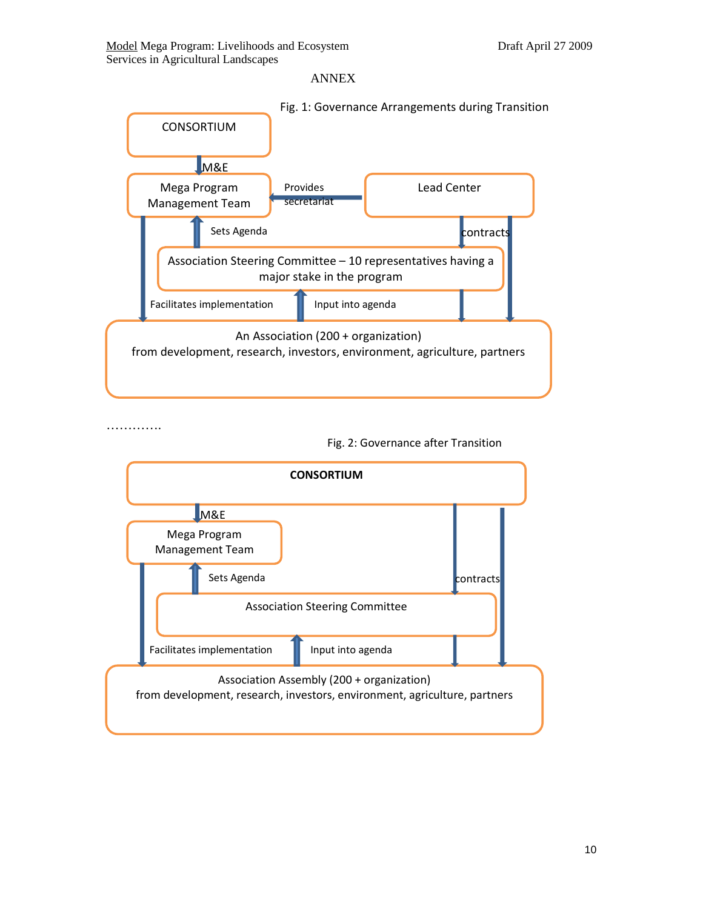ANNEX

Fig. 1: Governance Arrangements during Transition

CONSORTIUM

M&E

Mega Program Management Team

Provides secretariat

Lead Center

Sets Agenda

contracts

Association Steering Committee – 10 representatives having a major stake in the program

Facilitates implementation

Input into agenda

An Association (200 + organization) from development, research, investors, environment, agriculture, partners

…………..

Fig. 2: Governance after Transition

**CONSORTIUM**

M&E

Mega Program Management Team

Sets Agenda

contracts

Association Steering Committee

Facilitates implementation

Input into agenda

Association Assembly (200 + organization) from development, research, investors, environment, agriculture, partners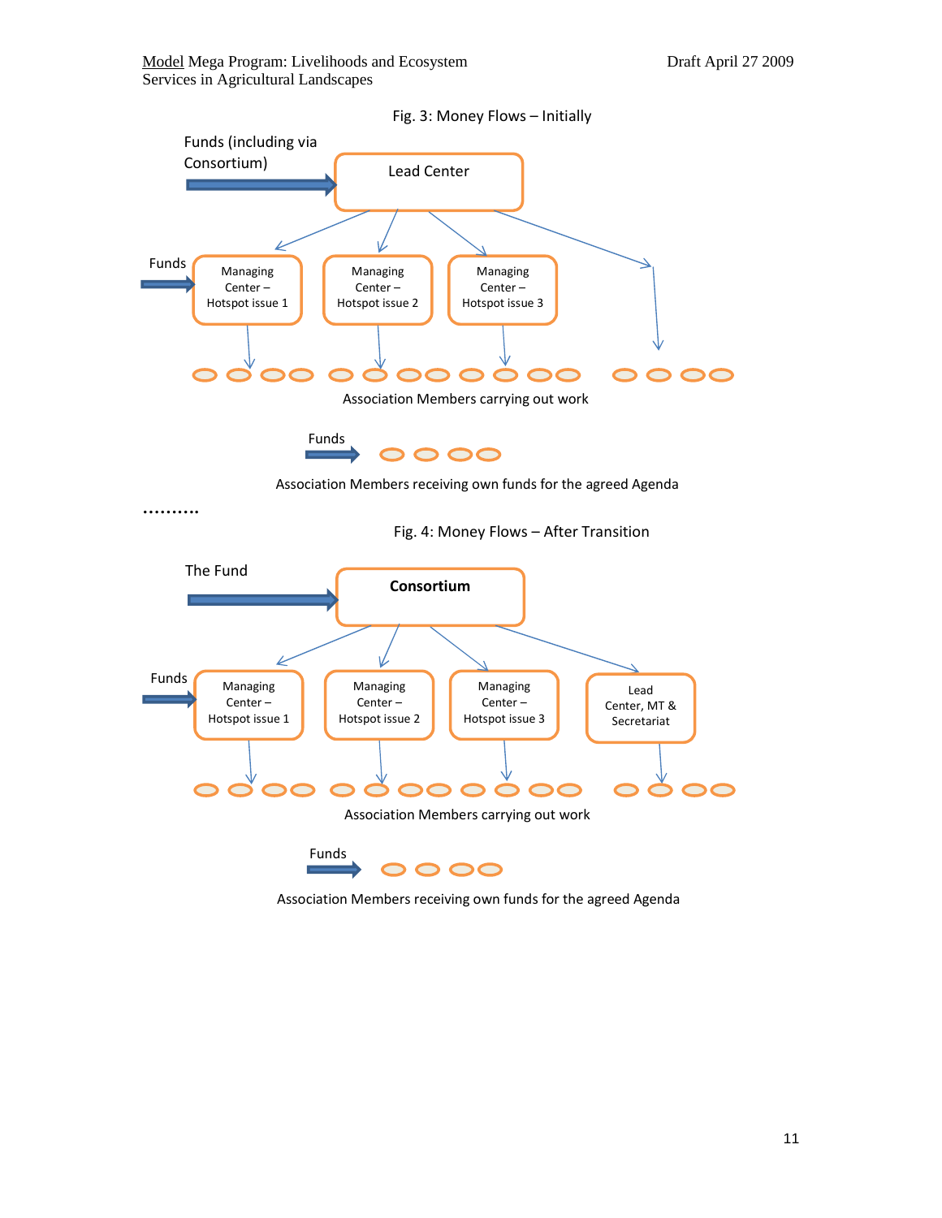Fig. 3: Money Flows – Initially

Funds (including via Consortium)

Lead Center

Funds

Managing Center – Hotspot issue 1

Managing Center – Hotspot issue 2

Managing Center – Hotspot issue 3

Association Members carrying out work

Funds

Association Members receiving own funds for the agreed Agenda

……….

Fig. 4: Money Flows – After Transition

The Fund

**Consortium**

Funds

Managing Center – Hotspot issue 1

Managing Center – Hotspot issue 2

Managing Center – Hotspot issue 3

Lead Center, MT & Secretariat

Association Members carrying out work

Funds

Association Members receiving own funds for the agreed Agenda